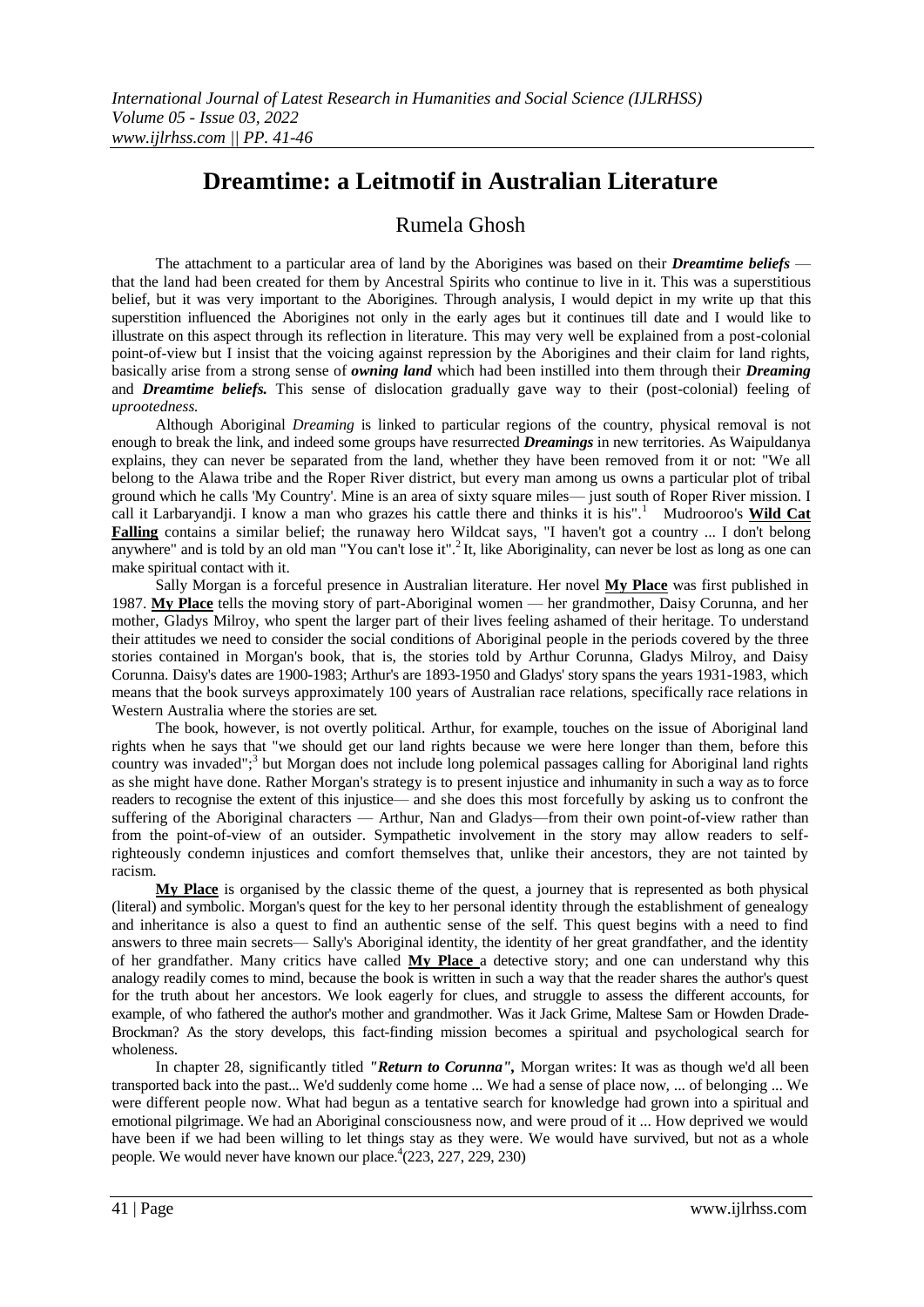# Dreamtime: a Leitmotif in Australian Literature

## Rumela Ghosh

The attachment to a particular area of land by the Aborigines was based on their ***Dreamtime beliefs*** — that the land had been created for them by Ancestral Spirits who continue to live in it. This was a superstitious belief, but it was very important to the Aborigines. Through analysis, I would depict in my write up that this superstition influenced the Aborigines not only in the early ages but it continues till date and I would like to illustrate on this aspect through its reflection in literature. This may very well be explained from a post-colonial point-of-view but I insist that the voicing against repression by the Aborigines and their claim for land rights, basically arise from a strong sense of ***owning land*** which had been instilled into them through their ***Dreaming*** and ***Dreamtime beliefs.*** This sense of dislocation gradually gave way to their (post-colonial) feeling of *uprootedness.*

Although Aboriginal *Dreaming* is linked to particular regions of the country, physical removal is not enough to break the link, and indeed some groups have resurrected ***Dreamings*** in new territories. As Waipuldanya explains, they can never be separated from the land, whether they have been removed from it or not: "We all belong to the Alawa tribe and the Roper River district, but every man among us owns a particular plot of tribal ground which he calls 'My Country'. Mine is an area of sixty square miles— just south of Roper River mission. I call it Larbaryandji. I know a man who grazes his cattle there and thinks it is his".[1] Mudrooroo's **Wild Cat Falling** contains a similar belief; the runaway hero Wildcat says, "I haven't got a country ... I don't belong anywhere" and is told by an old man "You can't lose it".[2] It, like Aboriginality, can never be lost as long as one can make spiritual contact with it.

Sally Morgan is a forceful presence in Australian literature. Her novel **My Place** was first published in 1987. **My Place** tells the moving story of part-Aboriginal women — her grandmother, Daisy Corunna, and her mother, Gladys Milroy, who spent the larger part of their lives feeling ashamed of their heritage. To understand their attitudes we need to consider the social conditions of Aboriginal people in the periods covered by the three stories contained in Morgan's book, that is, the stories told by Arthur Corunna, Gladys Milroy, and Daisy Corunna. Daisy's dates are 1900-1983; Arthur's are 1893-1950 and Gladys' story spans the years 1931-1983, which means that the book surveys approximately 100 years of Australian race relations, specifically race relations in Western Australia where the stories are set.

The book, however, is not overtly political. Arthur, for example, touches on the issue of Aboriginal land rights when he says that "we should get our land rights because we were here longer than them, before this country was invaded";[3] but Morgan does not include long polemical passages calling for Aboriginal land rights as she might have done. Rather Morgan's strategy is to present injustice and inhumanity in such a way as to force readers to recognise the extent of this injustice— and she does this most forcefully by asking us to confront the suffering of the Aboriginal characters — Arthur, Nan and Gladys—from their own point-of-view rather than from the point-of-view of an outsider. Sympathetic involvement in the story may allow readers to self-righteously condemn injustices and comfort themselves that, unlike their ancestors, they are not tainted by racism.

**My Place** is organised by the classic theme of the quest, a journey that is represented as both physical (literal) and symbolic. Morgan's quest for the key to her personal identity through the establishment of genealogy and inheritance is also a quest to find an authentic sense of the self. This quest begins with a need to find answers to three main secrets— Sally's Aboriginal identity, the identity of her great grandfather, and the identity of her grandfather. Many critics have called **My Place** a detective story; and one can understand why this analogy readily comes to mind, because the book is written in such a way that the reader shares the author's quest for the truth about her ancestors. We look eagerly for clues, and struggle to assess the different accounts, for example, of who fathered the author's mother and grandmother. Was it Jack Grime, Maltese Sam or Howden Drade-Brockman? As the story develops, this fact-finding mission becomes a spiritual and psychological search for wholeness.

In chapter 28, significantly titled ***"Return to Corunna"***, Morgan writes: It was as though we'd all been transported back into the past... We'd suddenly come home ... We had a sense of place now, ... of belonging ... We were different people now. What had begun as a tentative search for knowledge had grown into a spiritual and emotional pilgrimage. We had an Aboriginal consciousness now, and were proud of it ... How deprived we would have been if we had been willing to let things stay as they were. We would have survived, but not as a whole people. We would never have known our place.[4](223, 227, 229, 230)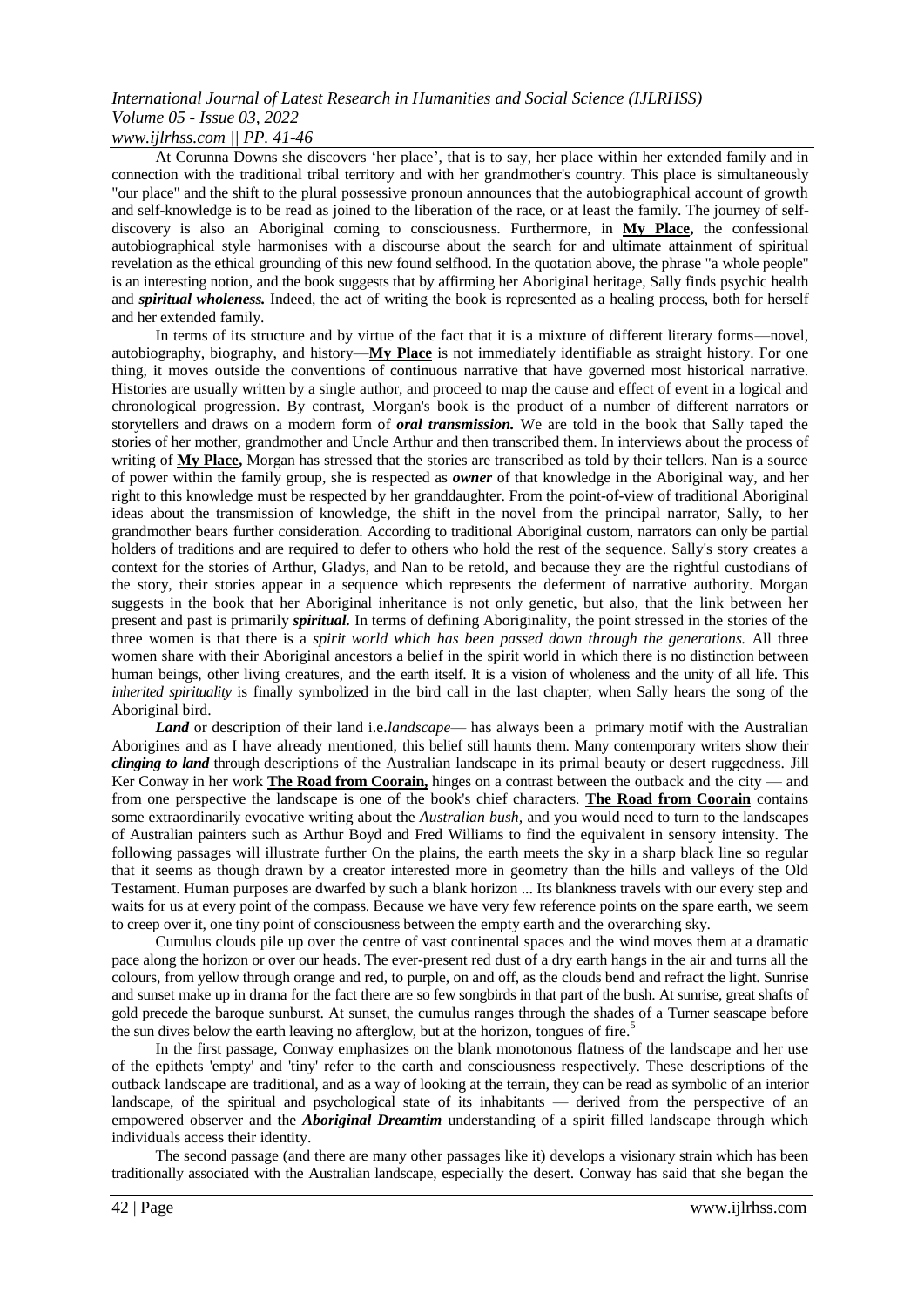At Corunna Downs she discovers 'her place', that is to say, her place within her extended family and in connection with the traditional tribal territory and with her grandmother's country. This place is simultaneously "our place" and the shift to the plural possessive pronoun announces that the autobiographical account of growth and self-knowledge is to be read as joined to the liberation of the race, or at least the family. The journey of self-discovery is also an Aboriginal coming to consciousness. Furthermore, in **My Place,** the confessional autobiographical style harmonises with a discourse about the search for and ultimate attainment of spiritual revelation as the ethical grounding of this new found selfhood. In the quotation above, the phrase "a whole people" is an interesting notion, and the book suggests that by affirming her Aboriginal heritage, Sally finds psychic health and ***spiritual wholeness.*** Indeed, the act of writing the book is represented as a healing process, both for herself and her extended family.

In terms of its structure and by virtue of the fact that it is a mixture of different literary forms—novel, autobiography, biography, and history—**My Place** is not immediately identifiable as straight history. For one thing, it moves outside the conventions of continuous narrative that have governed most historical narrative. Histories are usually written by a single author, and proceed to map the cause and effect of event in a logical and chronological progression. By contrast, Morgan's book is the product of a number of different narrators or storytellers and draws on a modern form of ***oral transmission.*** We are told in the book that Sally taped the stories of her mother, grandmother and Uncle Arthur and then transcribed them. In interviews about the process of writing of **My Place,** Morgan has stressed that the stories are transcribed as told by their tellers. Nan is a source of power within the family group, she is respected as ***owner*** of that knowledge in the Aboriginal way, and her right to this knowledge must be respected by her granddaughter. From the point-of-view of traditional Aboriginal ideas about the transmission of knowledge, the shift in the novel from the principal narrator, Sally, to her grandmother bears further consideration. According to traditional Aboriginal custom, narrators can only be partial holders of traditions and are required to defer to others who hold the rest of the sequence. Sally's story creates a context for the stories of Arthur, Gladys, and Nan to be retold, and because they are the rightful custodians of the story, their stories appear in a sequence which represents the deferment of narrative authority. Morgan suggests in the book that her Aboriginal inheritance is not only genetic, but also, that the link between her present and past is primarily ***spiritual.*** In terms of defining Aboriginality, the point stressed in the stories of the three women is that there is a *spirit world which has been passed down through the generations.* All three women share with their Aboriginal ancestors a belief in the spirit world in which there is no distinction between human beings, other living creatures, and the earth itself. It is a vision of wholeness and the unity of all life. This *inherited spirituality* is finally symbolized in the bird call in the last chapter, when Sally hears the song of the Aboriginal bird.

***Land*** or description of their land i.e.*landscape*— has always been a primary motif with the Australian Aborigines and as I have already mentioned, this belief still haunts them. Many contemporary writers show their ***clinging to land*** through descriptions of the Australian landscape in its primal beauty or desert ruggedness. Jill Ker Conway in her work **The Road from Coorain,** hinges on a contrast between the outback and the city — and from one perspective the landscape is one of the book's chief characters. **The Road from Coorain** contains some extraordinarily evocative writing about the *Australian bush,* and you would need to turn to the landscapes of Australian painters such as Arthur Boyd and Fred Williams to find the equivalent in sensory intensity. The following passages will illustrate further On the plains, the earth meets the sky in a sharp black line so regular that it seems as though drawn by a creator interested more in geometry than the hills and valleys of the Old Testament. Human purposes are dwarfed by such a blank horizon ... Its blankness travels with our every step and waits for us at every point of the compass. Because we have very few reference points on the spare earth, we seem to creep over it, one tiny point of consciousness between the empty earth and the overarching sky.

Cumulus clouds pile up over the centre of vast continental spaces and the wind moves them at a dramatic pace along the horizon or over our heads. The ever-present red dust of a dry earth hangs in the air and turns all the colours, from yellow through orange and red, to purple, on and off, as the clouds bend and refract the light. Sunrise and sunset make up in drama for the fact there are so few songbirds in that part of the bush. At sunrise, great shafts of gold precede the baroque sunburst. At sunset, the cumulus ranges through the shades of a Turner seascape before the sun dives below the earth leaving no afterglow, but at the horizon, tongues of fire.[5]

In the first passage, Conway emphasizes on the blank monotonous flatness of the landscape and her use of the epithets 'empty' and 'tiny' refer to the earth and consciousness respectively. These descriptions of the outback landscape are traditional, and as a way of looking at the terrain, they can be read as symbolic of an interior landscape, of the spiritual and psychological state of its inhabitants — derived from the perspective of an empowered observer and the ***Aboriginal Dreamtim*** understanding of a spirit filled landscape through which individuals access their identity.

The second passage (and there are many other passages like it) develops a visionary strain which has been traditionally associated with the Australian landscape, especially the desert. Conway has said that she began the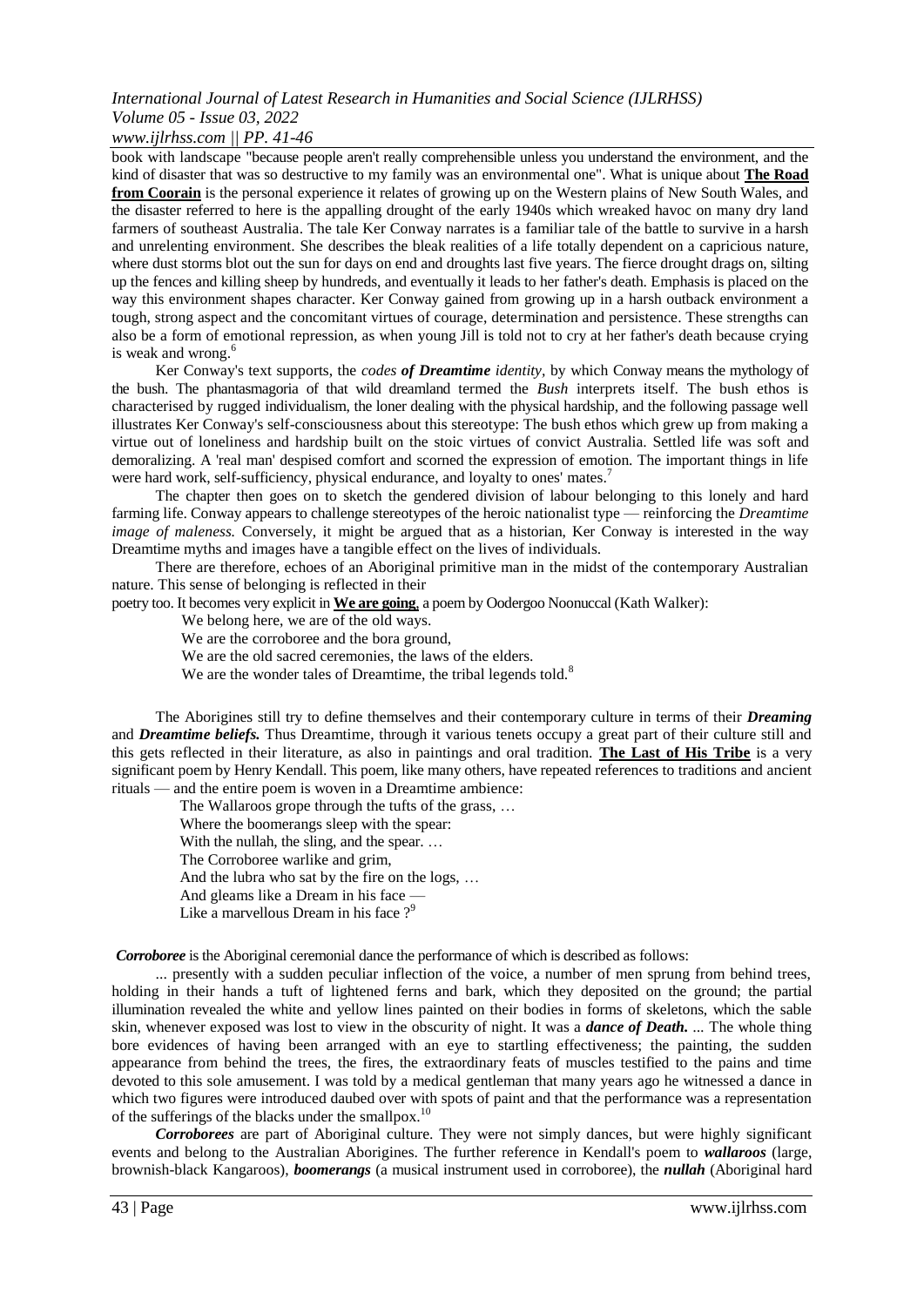book with landscape "because people aren't really comprehensible unless you understand the environment, and the kind of disaster that was so destructive to my family was an environmental one". What is unique about **The Road from Coorain** is the personal experience it relates of growing up on the Western plains of New South Wales, and the disaster referred to here is the appalling drought of the early 1940s which wreaked havoc on many dry land farmers of southeast Australia. The tale Ker Conway narrates is a familiar tale of the battle to survive in a harsh and unrelenting environment. She describes the bleak realities of a life totally dependent on a capricious nature, where dust storms blot out the sun for days on end and droughts last five years. The fierce drought drags on, silting up the fences and killing sheep by hundreds, and eventually it leads to her father's death. Emphasis is placed on the way this environment shapes character. Ker Conway gained from growing up in a harsh outback environment a tough, strong aspect and the concomitant virtues of courage, determination and persistence. These strengths can also be a form of emotional repression, as when young Jill is told not to cry at her father's death because crying is weak and wrong.[6]

Ker Conway's text supports, the *codes **of Dreamtime** identity*, by which Conway means the mythology of the bush. The phantasmagoria of that wild dreamland termed the *Bush* interprets itself. The bush ethos is characterised by rugged individualism, the loner dealing with the physical hardship, and the following passage well illustrates Ker Conway's self-consciousness about this stereotype: The bush ethos which grew up from making a virtue out of loneliness and hardship built on the stoic virtues of convict Australia. Settled life was soft and demoralizing. A 'real man' despised comfort and scorned the expression of emotion. The important things in life were hard work, self-sufficiency, physical endurance, and loyalty to ones' mates.[7]

The chapter then goes on to sketch the gendered division of labour belonging to this lonely and hard farming life. Conway appears to challenge stereotypes of the heroic nationalist type — reinforcing the *Dreamtime image of maleness.* Conversely, it might be argued that as a historian, Ker Conway is interested in the way Dreamtime myths and images have a tangible effect on the lives of individuals.

There are therefore, echoes of an Aboriginal primitive man in the midst of the contemporary Australian nature. This sense of belonging is reflected in their poetry too. It becomes very explicit in **We are going**, a poem by Oodergoo Noonuccal (Kath Walker):

> We belong here, we are of the old ways.
> We are the corroboree and the bora ground,
> We are the old sacred ceremonies, the laws of the elders.
> We are the wonder tales of Dreamtime, the tribal legends told.[8]

The Aborigines still try to define themselves and their contemporary culture in terms of their ***Dreaming*** and ***Dreamtime beliefs.*** Thus Dreamtime, through it various tenets occupy a great part of their culture still and this gets reflected in their literature, as also in paintings and oral tradition. **The Last of His Tribe** is a very significant poem by Henry Kendall. This poem, like many others, have repeated references to traditions and ancient rituals — and the entire poem is woven in a Dreamtime ambience:

> The Wallaroos grope through the tufts of the grass, …
> Where the boomerangs sleep with the spear:
> With the nullah, the sling, and the spear. …
> The Corroboree warlike and grim,
> And the lubra who sat by the fire on the logs, …
> And gleams like a Dream in his face —
> Like a marvellous Dream in his face ?[9]

***Corroboree*** is the Aboriginal ceremonial dance the performance of which is described as follows:

> ... presently with a sudden peculiar inflection of the voice, a number of men sprung from behind trees, holding in their hands a tuft of lightened ferns and bark, which they deposited on the ground; the partial illumination revealed the white and yellow lines painted on their bodies in forms of skeletons, which the sable skin, whenever exposed was lost to view in the obscurity of night. It was a ***dance of Death.*** ... The whole thing bore evidences of having been arranged with an eye to startling effectiveness; the painting, the sudden appearance from behind the trees, the fires, the extraordinary feats of muscles testified to the pains and time devoted to this sole amusement. I was told by a medical gentleman that many years ago he witnessed a dance in which two figures were introduced daubed over with spots of paint and that the performance was a representation of the sufferings of the blacks under the smallpox.[10]

***Corroborees*** are part of Aboriginal culture. They were not simply dances, but were highly significant events and belong to the Australian Aborigines. The further reference in Kendall's poem to ***wallaroos*** (large, brownish-black Kangaroos), ***boomerangs*** (a musical instrument used in corroboree), the ***nullah*** (Aboriginal hard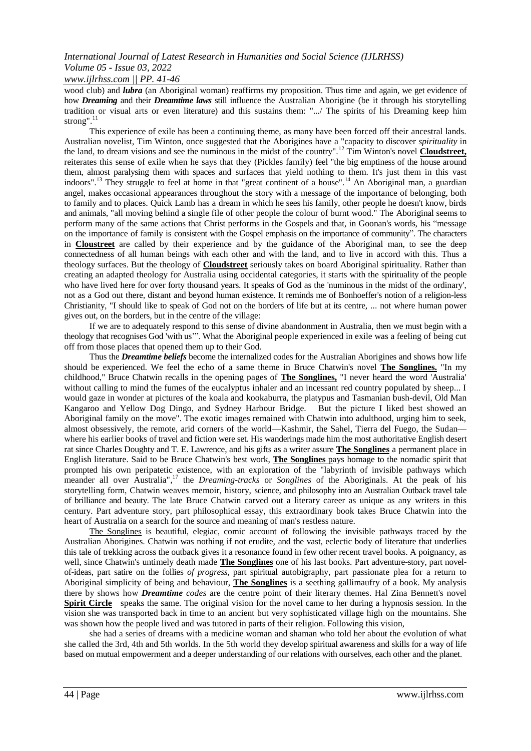wood club) and ***lubra*** (an Aboriginal woman) reaffirms my proposition. Thus time and again, we get evidence of how ***Dreaming*** and their ***Dreamtime laws*** still influence the Australian Aborigine (be it through his storytelling tradition or visual arts or even literature) and this sustains them: ".../ The spirits of his Dreaming keep him strong".[11]

This experience of exile has been a continuing theme, as many have been forced off their ancestral lands. Australian novelist, Tim Winton, once suggested that the Aborigines have a "capacity to discover *spirituality* in the land, to dream visions and see the numinous in the midst of the country".[12] Tim Winton's novel **Cloudstreet,** reiterates this sense of exile when he says that they (Pickles family) feel "the big emptiness of the house around them, almost paralysing them with spaces and surfaces that yield nothing to them. It's just them in this vast indoors".[13] They struggle to feel at home in that "great continent of a house".[14] An Aboriginal man, a guardian angel, makes occasional appearances throughout the story with a message of the importance of belonging, both to family and to places. Quick Lamb has a dream in which he sees his family, other people he doesn't know, birds and animals, "all moving behind a single file of other people the colour of burnt wood." The Aboriginal seems to perform many of the same actions that Christ performs in the Gospels and that, in Goonan's words, his "message on the importance of family is consistent with the Gospel emphasis on the importance of community". The characters in **Cloustreet** are called by their experience and by the guidance of the Aboriginal man, to see the deep connectedness of all human beings with each other and with the land, and to live in accord with this. Thus a theology surfaces. But the theology of **Cloudstreet** seriously takes on board Aboriginal spirituality. Rather than creating an adapted theology for Australia using occidental categories, it starts with the spirituality of the people who have lived here for over forty thousand years. It speaks of God as the 'numinous in the midst of the ordinary', not as a God out there, distant and beyond human existence. It reminds me of Bonhoeffer's notion of a religion-less Christianity, "I should like to speak of God not on the borders of life but at its centre, ... not where human power gives out, on the borders, but in the centre of the village:

If we are to adequately respond to this sense of divine abandonment in Australia, then we must begin with a theology that recognises God 'with us'". What the Aboriginal people experienced in exile was a feeling of being cut off from those places that opened them up to their God.

Thus the ***Dreamtime beliefs*** become the internalized codes for the Australian Aborigines and shows how life should be experienced. We feel the echo of a same theme in Bruce Chatwin's novel **The Songlines.** "In my childhood," Bruce Chatwin recalls in the opening pages of **The Songlines,** "I never heard the word 'Australia' without calling to mind the fumes of the eucalyptus inhaler and an incessant red country populated by sheep... I would gaze in wonder at pictures of the koala and kookaburra, the platypus and Tasmanian bush-devil, Old Man Kangaroo and Yellow Dog Dingo, and Sydney Harbour Bridge. But the picture I liked best showed an Aboriginal family on the move". The exotic images remained with Chatwin into adulthood, urging him to seek, almost obsessively, the remote, arid corners of the world—Kashmir, the Sahel, Tierra del Fuego, the Sudan—where his earlier books of travel and fiction were set. His wanderings made him the most authoritative English desert rat since Charles Doughty and T. E. Lawrence, and his gifts as a writer assure **The Songlines** a permanent place in English literature. Said to be Bruce Chatwin's best work, **The Songlines** pays homage to the nomadic spirit that prompted his own peripatetic existence, with an exploration of the "labyrinth of invisible pathways which meander all over Australia",[17] the *Dreaming-tracks* or *Songlines* of the Aboriginals. At the peak of his storytelling form, Chatwin weaves memoir, history, science, and philosophy into an Australian Outback travel tale of brilliance and beauty. The late Bruce Chatwin carved out a literary career as unique as any writers in this century. Part adventure story, part philosophical essay, this extraordinary book takes Bruce Chatwin into the heart of Australia on a search for the source and meaning of man's restless nature.

The Songlines is beautiful, elegiac, comic account of following the invisible pathways traced by the Australian Aborigines. Chatwin was nothing if not erudite, and the vast, eclectic body of literature that underlies this tale of trekking across the outback gives it a resonance found in few other recent travel books. A poignancy, as well, since Chatwin's untimely death made **The Songlines** one of his last books. Part adventure-story, part novel-of-ideas, part satire on the follies *of progress,* part spiritual autobiography, part passionate plea for a return to Aboriginal simplicity of being and behaviour, **The Songlines** is a seething gallimaufry of a book. My analysis there by shows how ***Dreamtime*** *codes* are the centre point of their literary themes. Hal Zina Bennett's novel **Spirit Circle** speaks the same. The original vision for the novel came to her during a hypnosis session. In the vision she was transported back in time to an ancient but very sophisticated village high on the mountains. She was shown how the people lived and was tutored in parts of their religion. Following this vision,

she had a series of dreams with a medicine woman and shaman who told her about the evolution of what she called the 3rd, 4th and 5th worlds. In the 5th world they develop spiritual awareness and skills for a way of life based on mutual empowerment and a deeper understanding of our relations with ourselves, each other and the planet.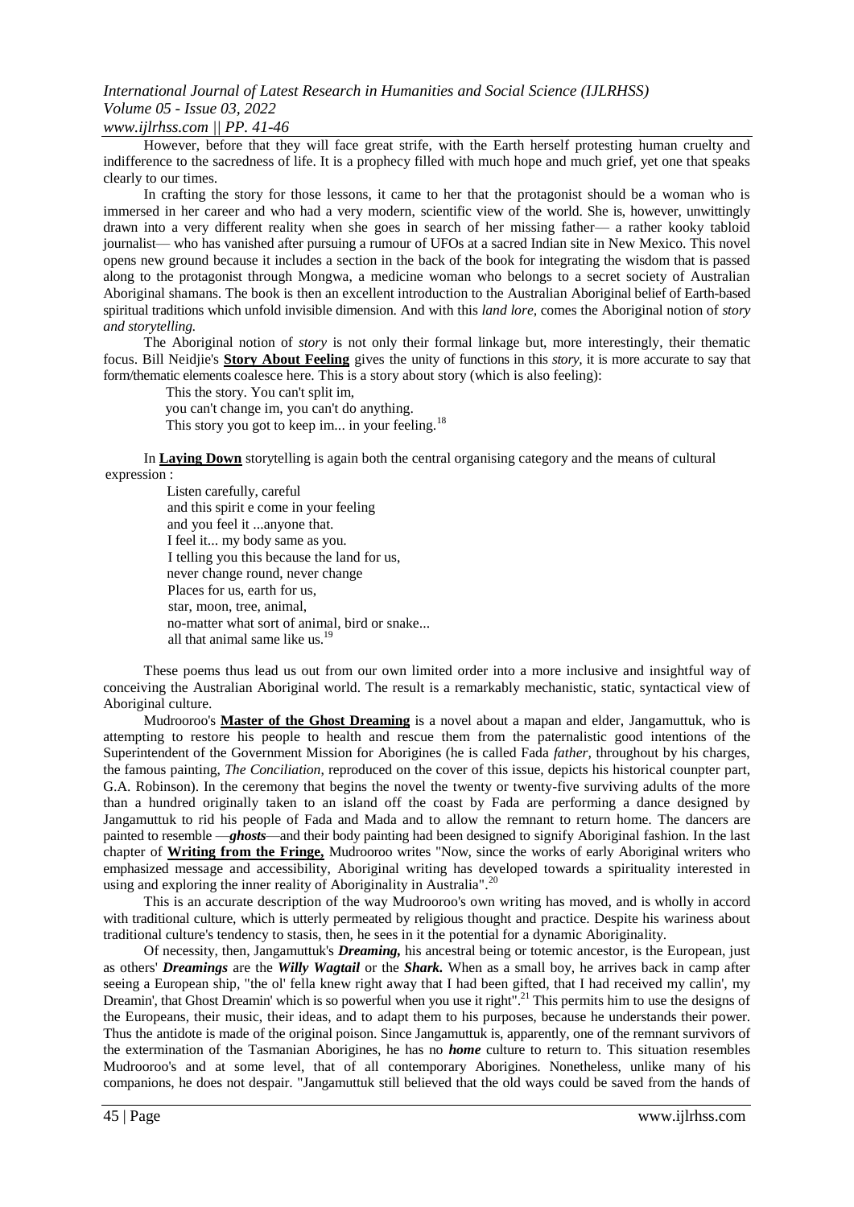However, before that they will face great strife, with the Earth herself protesting human cruelty and indifference to the sacredness of life. It is a prophecy filled with much hope and much grief, yet one that speaks clearly to our times.

In crafting the story for those lessons, it came to her that the protagonist should be a woman who is immersed in her career and who had a very modern, scientific view of the world. She is, however, unwittingly drawn into a very different reality when she goes in search of her missing father— a rather kooky tabloid journalist— who has vanished after pursuing a rumour of UFOs at a sacred Indian site in New Mexico. This novel opens new ground because it includes a section in the back of the book for integrating the wisdom that is passed along to the protagonist through Mongwa, a medicine woman who belongs to a secret society of Australian Aboriginal shamans. The book is then an excellent introduction to the Australian Aboriginal belief of Earth-based spiritual traditions which unfold invisible dimension. And with this *land lore,* comes the Aboriginal notion of *story and storytelling.*

The Aboriginal notion of *story* is not only their formal linkage but, more interestingly, their thematic focus. Bill Neidjie's **Story About Feeling** gives the unity of functions in this *story,* it is more accurate to say that form/thematic elements coalesce here. This is a story about story (which is also feeling):

> This the story. You can't split im,
> you can't change im, you can't do anything.
> This story you got to keep im... in your feeling.[18]

In **Laying Down** storytelling is again both the central organising category and the means of cultural expression :

> Listen carefully, careful
> and this spirit e come in your feeling
> and you feel it ...anyone that.
> I feel it... my body same as you.
> I telling you this because the land for us,
> never change round, never change
> Places for us, earth for us,
> star, moon, tree, animal,
> no-matter what sort of animal, bird or snake...
> all that animal same like us.[19]

These poems thus lead us out from our own limited order into a more inclusive and insightful way of conceiving the Australian Aboriginal world. The result is a remarkably mechanistic, static, syntactical view of Aboriginal culture.

Mudrooroo's **Master of the Ghost Dreaming** is a novel about a mapan and elder, Jangamuttuk, who is attempting to restore his people to health and rescue them from the paternalistic good intentions of the Superintendent of the Government Mission for Aborigines (he is called Fada *father,* throughout by his charges, the famous painting, *The Conciliation*, reproduced on the cover of this issue, depicts his historical counpter part, G.A. Robinson). In the ceremony that begins the novel the twenty or twenty-five surviving adults of the more than a hundred originally taken to an island off the coast by Fada are performing a dance designed by Jangamuttuk to rid his people of Fada and Mada and to allow the remnant to return home. The dancers are painted to resemble —***ghosts***—and their body painting had been designed to signify Aboriginal fashion. In the last chapter of **Writing from the Fringe,** Mudrooroo writes "Now, since the works of early Aboriginal writers who emphasized message and accessibility, Aboriginal writing has developed towards a spirituality interested in using and exploring the inner reality of Aboriginality in Australia".[20]

This is an accurate description of the way Mudrooroo's own writing has moved, and is wholly in accord with traditional culture, which is utterly permeated by religious thought and practice. Despite his wariness about traditional culture's tendency to stasis, then, he sees in it the potential for a dynamic Aboriginality.

Of necessity, then, Jangamuttuk's ***Dreaming,*** his ancestral being or totemic ancestor, is the European, just as others' ***Dreamings*** are the ***Willy Wagtail*** or the ***Shark.*** When as a small boy, he arrives back in camp after seeing a European ship, "the ol' fella knew right away that I had been gifted, that I had received my callin', my Dreamin', that Ghost Dreamin' which is so powerful when you use it right".[21] This permits him to use the designs of the Europeans, their music, their ideas, and to adapt them to his purposes, because he understands their power. Thus the antidote is made of the original poison. Since Jangamuttuk is, apparently, one of the remnant survivors of the extermination of the Tasmanian Aborigines, he has no ***home*** culture to return to. This situation resembles Mudrooroo's and at some level, that of all contemporary Aborigines. Nonetheless, unlike many of his companions, he does not despair. "Jangamuttuk still believed that the old ways could be saved from the hands of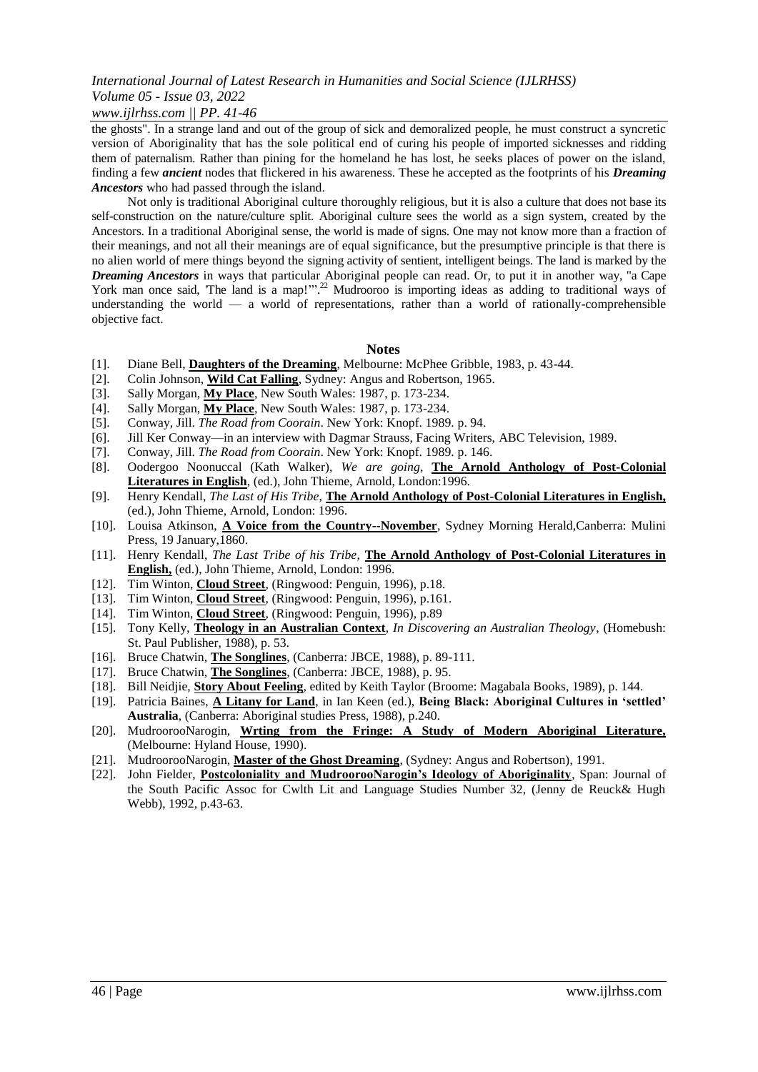the ghosts". In a strange land and out of the group of sick and demoralized people, he must construct a syncretic version of Aboriginality that has the sole political end of curing his people of imported sicknesses and ridding them of paternalism. Rather than pining for the homeland he has lost, he seeks places of power on the island, finding a few ***ancient*** nodes that flickered in his awareness. These he accepted as the footprints of his ***Dreaming Ancestors*** who had passed through the island.

Not only is traditional Aboriginal culture thoroughly religious, but it is also a culture that does not base its self-construction on the nature/culture split. Aboriginal culture sees the world as a sign system, created by the Ancestors. In a traditional Aboriginal sense, the world is made of signs. One may not know more than a fraction of their meanings, and not all their meanings are of equal significance, but the presumptive principle is that there is no alien world of mere things beyond the signing activity of sentient, intelligent beings. The land is marked by the ***Dreaming Ancestors*** in ways that particular Aboriginal people can read. Or, to put it in another way, "a Cape York man once said, 'The land is a map!'".[22] Mudrooroo is importing ideas as adding to traditional ways of understanding the world — a world of representations, rather than a world of rationally-comprehensible objective fact.

## Notes

[1]. Diane Bell, **Daughters of the Dreaming**, Melbourne: McPhee Gribble, 1983, p. 43-44.
[2]. Colin Johnson, **Wild Cat Falling**, Sydney: Angus and Robertson, 1965.
[3]. Sally Morgan, **My Place**, New South Wales: 1987, p. 173-234.
[4]. Sally Morgan, **My Place**, New South Wales: 1987, p. 173-234.
[5]. Conway, Jill. *The Road from Coorain*. New York: Knopf. 1989. p. 94.
[6]. Jill Ker Conway—in an interview with Dagmar Strauss, Facing Writers, ABC Television, 1989.
[7]. Conway, Jill. *The Road from Coorain*. New York: Knopf. 1989. p. 146.
[8]. Oodergoo Noonuccal (Kath Walker), *We are going*, **The Arnold Anthology of Post-Colonial Literatures in English**, (ed.), John Thieme, Arnold, London:1996.
[9]. Henry Kendall, *The Last of His Tribe*, **The Arnold Anthology of Post-Colonial Literatures in English,** (ed.), John Thieme, Arnold, London: 1996.
[10]. Louisa Atkinson, **A Voice from the Country--November**, Sydney Morning Herald,Canberra: Mulini Press, 19 January,1860.
[11]. Henry Kendall, *The Last Tribe of his Tribe*, **The Arnold Anthology of Post-Colonial Literatures in English,** (ed.), John Thieme, Arnold, London: 1996.
[12]. Tim Winton, **Cloud Street**, (Ringwood: Penguin, 1996), p.18.
[13]. Tim Winton, **Cloud Street**, (Ringwood: Penguin, 1996), p.161.
[14]. Tim Winton, **Cloud Street**, (Ringwood: Penguin, 1996), p.89
[15]. Tony Kelly, **Theology in an Australian Context**, *In Discovering an Australian Theology*, (Homebush: St. Paul Publisher, 1988), p. 53.
[16]. Bruce Chatwin, **The Songlines**, (Canberra: JBCE, 1988), p. 89-111.
[17]. Bruce Chatwin, **The Songlines**, (Canberra: JBCE, 1988), p. 95.
[18]. Bill Neidjie, **Story About Feeling**, edited by Keith Taylor (Broome: Magabala Books, 1989), p. 144.
[19]. Patricia Baines, **A Litany for Land**, in Ian Keen (ed.), **Being Black: Aboriginal Cultures in 'settled' Australia**, (Canberra: Aboriginal studies Press, 1988), p.240.
[20]. MudroorooNarogin, **Wrting from the Fringe: A Study of Modern Aboriginal Literature,** (Melbourne: Hyland House, 1990).
[21]. MudroorooNarogin, **Master of the Ghost Dreaming**, (Sydney: Angus and Robertson), 1991.
[22]. John Fielder, **Postcoloniality and MudroorooNarogin's Ideology of Aboriginality**, Span: Journal of the South Pacific Assoc for Cwlth Lit and Language Studies Number 32, (Jenny de Reuck& Hugh Webb), 1992, p.43-63.